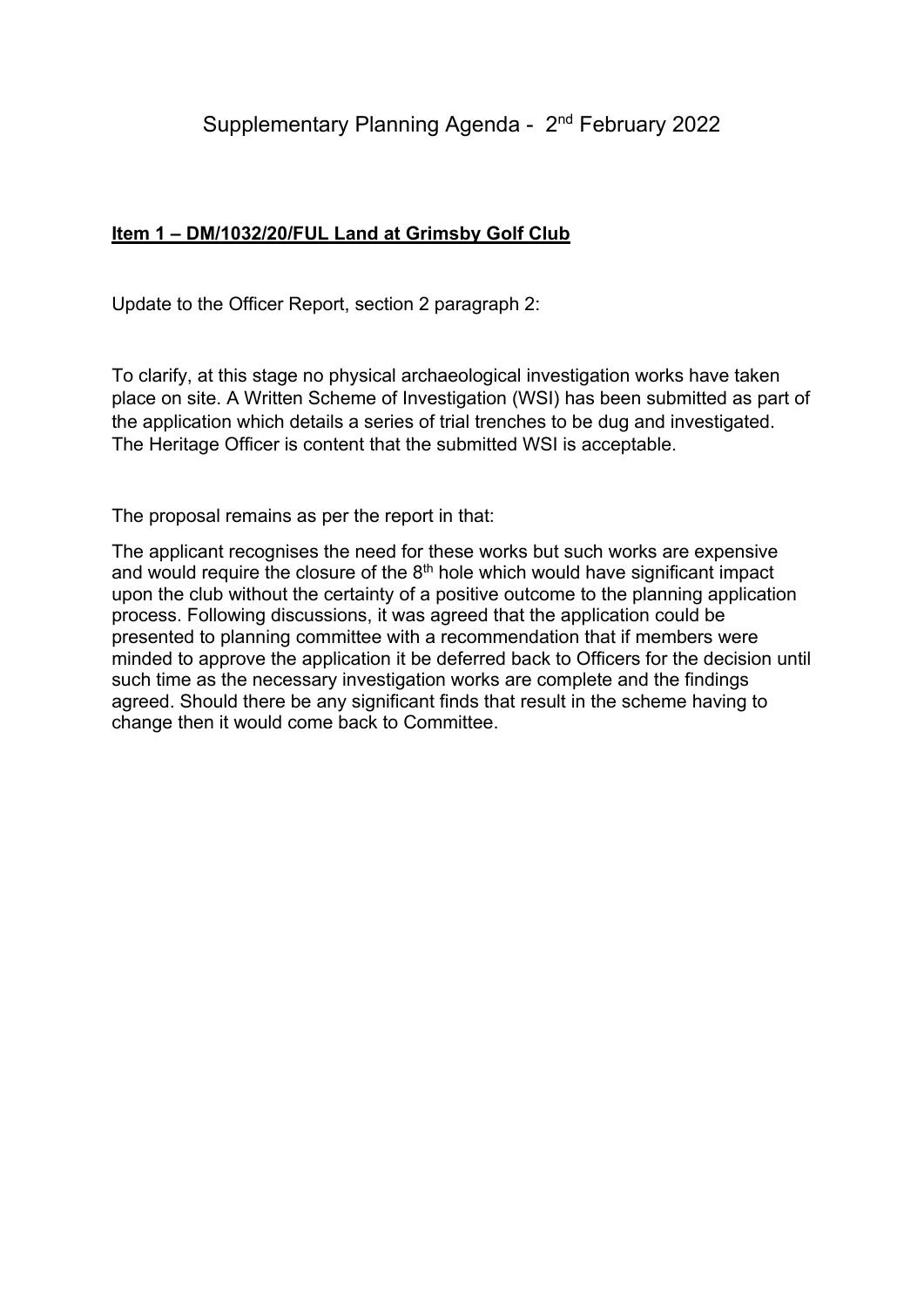# Supplementary Planning Agenda - 2nd February 2022

**Item 1 – DM/1032/20/FUL Land at Grimsby Golf Club**

Update to the Officer Report, section 2 paragraph 2:

To clarify, at this stage no physical archaeological investigation works have taken place on site. A Written Scheme of Investigation (WSI) has been submitted as part of the application which details a series of trial trenches to be dug and investigated. The Heritage Officer is content that the submitted WSI is acceptable.

The proposal remains as per the report in that:

The applicant recognises the need for these works but such works are expensive and would require the closure of the 8th hole which would have significant impact upon the club without the certainty of a positive outcome to the planning application process. Following discussions, it was agreed that the application could be presented to planning committee with a recommendation that if members were minded to approve the application it be deferred back to Officers for the decision until such time as the necessary investigation works are complete and the findings agreed. Should there be any significant finds that result in the scheme having to change then it would come back to Committee.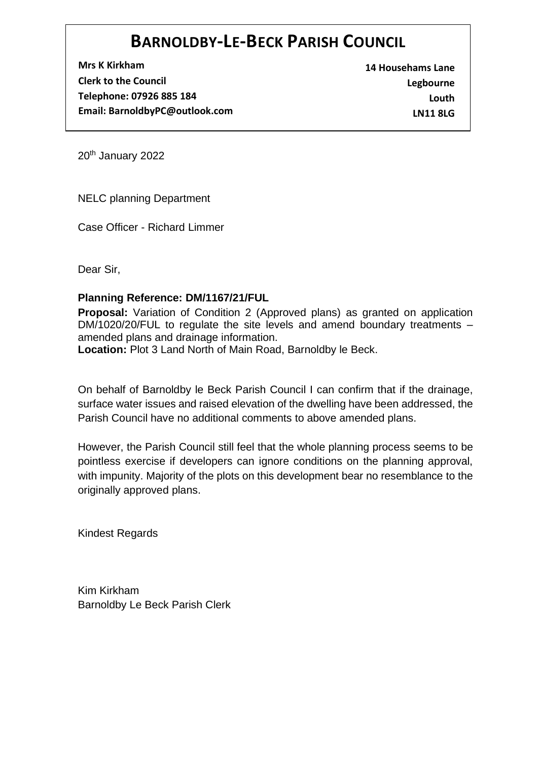# BARNOLDBY-LE-BECK PARISH COUNCIL

**Mrs K Kirkham**
**Clerk to the Council**
**Telephone: 07926 885 184**
**Email: BarnoldbyPC@outlook.com**

**14 Househams Lane**
**Legbourne**
**Louth**
**LN11 8LG**

20th January 2022

NELC planning Department

Case Officer - Richard Limmer

Dear Sir,

**Planning Reference: DM/1167/21/FUL**

**Proposal:** Variation of Condition 2 (Approved plans) as granted on application DM/1020/20/FUL to regulate the site levels and amend boundary treatments – amended plans and drainage information.

**Location:** Plot 3 Land North of Main Road, Barnoldby le Beck.

On behalf of Barnoldby le Beck Parish Council I can confirm that if the drainage, surface water issues and raised elevation of the dwelling have been addressed, the Parish Council have no additional comments to above amended plans.

However, the Parish Council still feel that the whole planning process seems to be pointless exercise if developers can ignore conditions on the planning approval, with impunity. Majority of the plots on this development bear no resemblance to the originally approved plans.

Kindest Regards

Kim Kirkham
Barnoldby Le Beck Parish Clerk